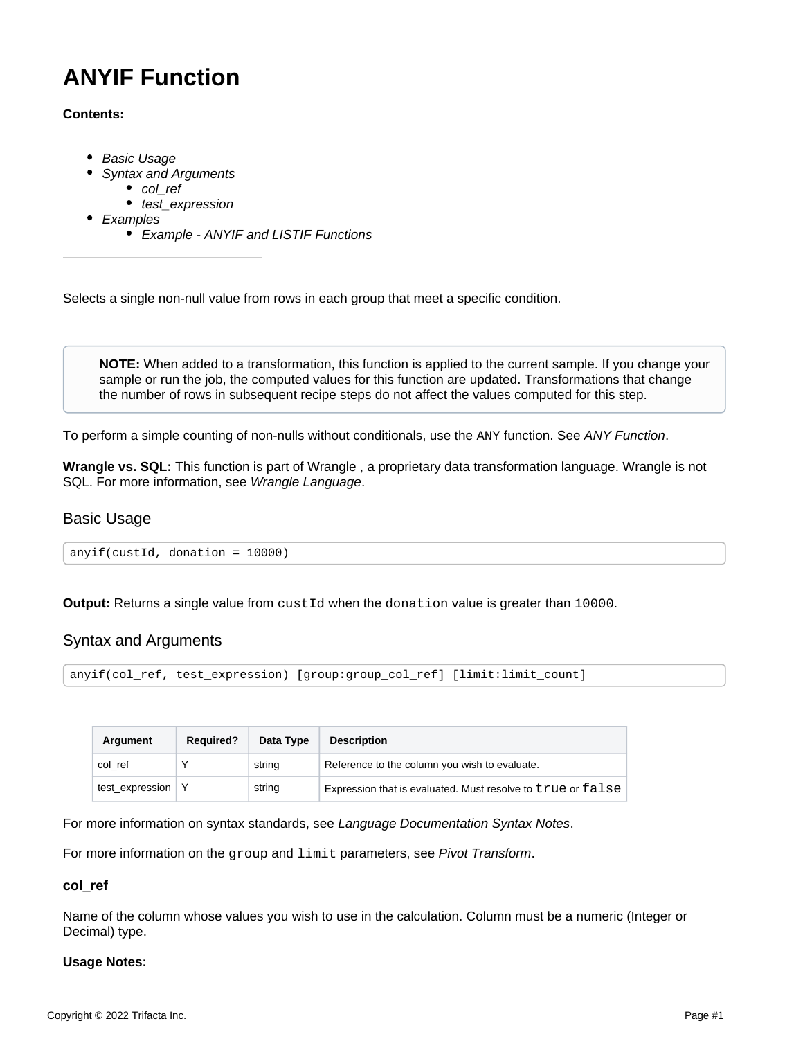# ANYIF Function

**Contents:**

- *Basic Usage*
- *Syntax and Arguments*
  - *col_ref*
  - *test_expression*
- *Examples*
  - *Example - ANYIF and LISTIF Functions*

---

Selects a single non-null value from rows in each group that meet a specific condition.

> **NOTE:** When added to a transformation, this function is applied to the current sample. If you change your sample or run the job, the computed values for this function are updated. Transformations that change the number of rows in subsequent recipe steps do not affect the values computed for this step.

To perform a simple counting of non-nulls without conditionals, use the `ANY` function. See *ANY Function*.

**Wrangle vs. SQL:** This function is part of Wrangle , a proprietary data transformation language. Wrangle is not SQL. For more information, see *Wrangle Language*.

## Basic Usage

```
anyif(custId, donation = 10000)
```

**Output:** Returns a single value from `custId` when the `donation` value is greater than `10000`.

## Syntax and Arguments

```
anyif(col_ref, test_expression) [group:group_col_ref] [limit:limit_count]
```

| Argument | Required? | Data Type | Description |
| --- | --- | --- | --- |
| col_ref | Y | string | Reference to the column you wish to evaluate. |
| test_expression | Y | string | Expression that is evaluated. Must resolve to `true` or `false` |

For more information on syntax standards, see *Language Documentation Syntax Notes*.

For more information on the `group` and `limit` parameters, see *Pivot Transform*.

### col_ref

Name of the column whose values you wish to use in the calculation. Column must be a numeric (Integer or Decimal) type.

**Usage Notes:**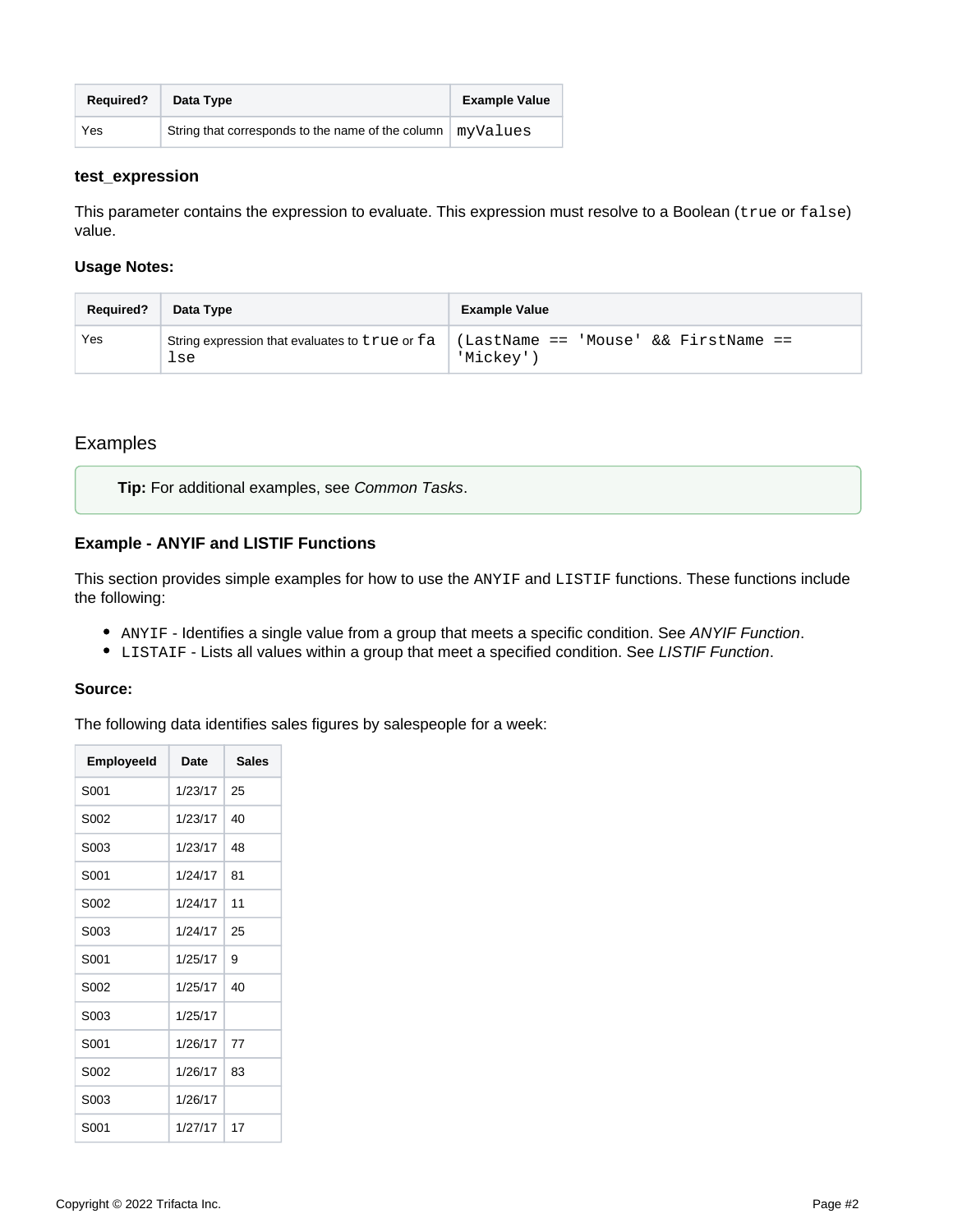| Required? | Data Type | Example Value |
| --- | --- | --- |
| Yes | String that corresponds to the name of the column | `myValues` |

#### test_expression

This parameter contains the expression to evaluate. This expression must resolve to a Boolean (`true` or `false`) value.

**Usage Notes:**

| Required? | Data Type | Example Value |
| --- | --- | --- |
| Yes | String expression that evaluates to `true` or `false` | `(LastName == 'Mouse' && FirstName == 'Mickey')` |

## Examples

> **Tip:** For additional examples, see *Common Tasks*.

#### Example - ANYIF and LISTIF Functions

This section provides simple examples for how to use the `ANYIF` and `LISTIF` functions. These functions include the following:

- `ANYIF` - Identifies a single value from a group that meets a specific condition. See *ANYIF Function*.
- `LISTAIF` - Lists all values within a group that meet a specified condition. See *LISTIF Function*.

**Source:**

The following data identifies sales figures by salespeople for a week:

| EmployeeId | Date | Sales |
| --- | --- | --- |
| S001 | 1/23/17 | 25 |
| S002 | 1/23/17 | 40 |
| S003 | 1/23/17 | 48 |
| S001 | 1/24/17 | 81 |
| S002 | 1/24/17 | 11 |
| S003 | 1/24/17 | 25 |
| S001 | 1/25/17 | 9 |
| S002 | 1/25/17 | 40 |
| S003 | 1/25/17 | |
| S001 | 1/26/17 | 77 |
| S002 | 1/26/17 | 83 |
| S003 | 1/26/17 | |
| S001 | 1/27/17 | 17 |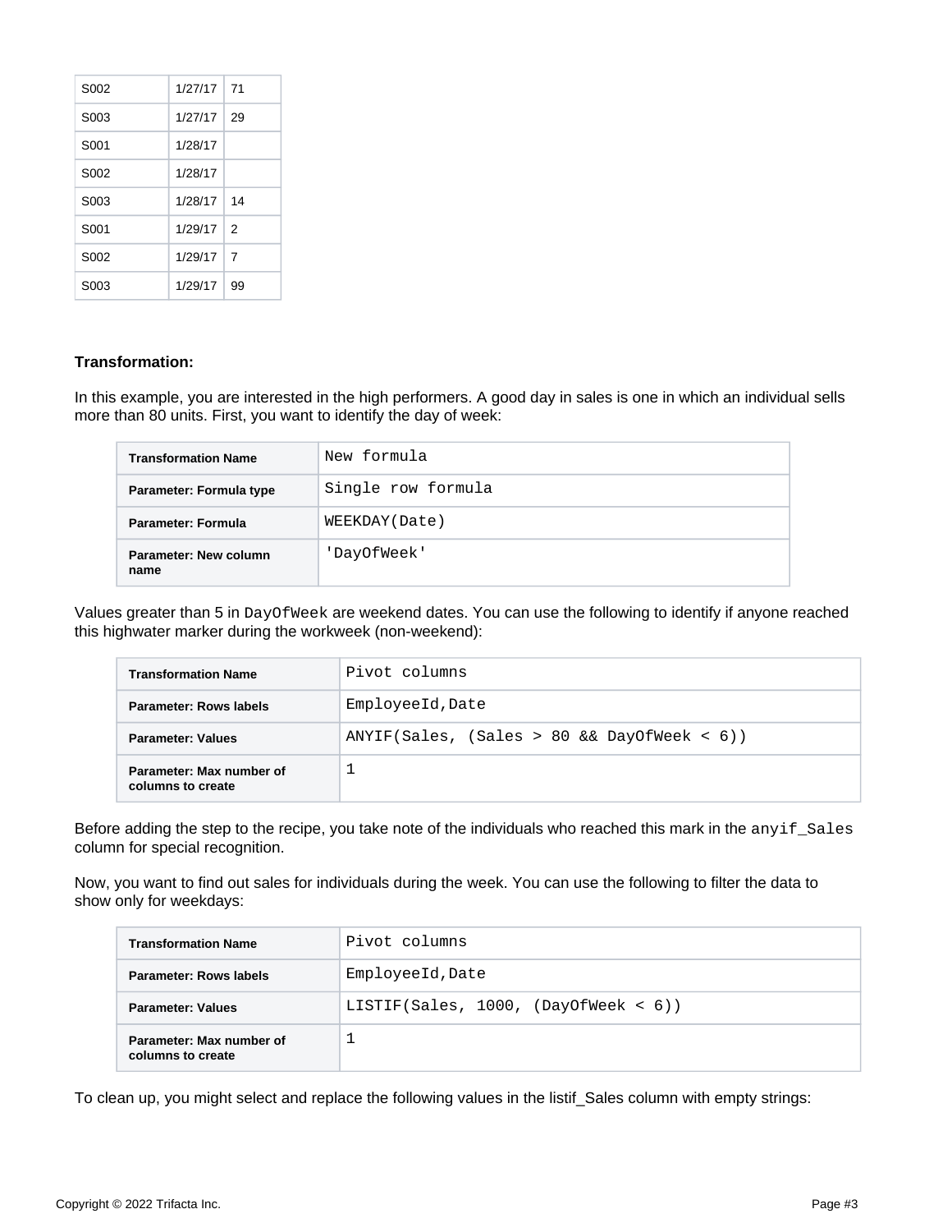| S002 | 1/27/17 | 71 |
|---|---|---|
| S003 | 1/27/17 | 29 |
| S001 | 1/28/17 | |
| S002 | 1/28/17 | |
| S003 | 1/28/17 | 14 |
| S001 | 1/29/17 | 2 |
| S002 | 1/29/17 | 7 |
| S003 | 1/29/17 | 99 |

**Transformation:**

In this example, you are interested in the high performers. A good day in sales is one in which an individual sells more than 80 units. First, you want to identify the day of week:

| Transformation Name | `New formula` |
|---|---|
| Parameter: Formula type | `Single row formula` |
| Parameter: Formula | `WEEKDAY(Date)` |
| Parameter: New column name | `'DayOfWeek'` |

Values greater than 5 in `DayOfWeek` are weekend dates. You can use the following to identify if anyone reached this highwater marker during the workweek (non-weekend):

| Transformation Name | `Pivot columns` |
|---|---|
| Parameter: Rows labels | `EmployeeId,Date` |
| Parameter: Values | `ANYIF(Sales, (Sales > 80 && DayOfWeek < 6))` |
| Parameter: Max number of columns to create | `1` |

Before adding the step to the recipe, you take note of the individuals who reached this mark in the `anyif_Sales` column for special recognition.

Now, you want to find out sales for individuals during the week. You can use the following to filter the data to show only for weekdays:

| Transformation Name | `Pivot columns` |
|---|---|
| Parameter: Rows labels | `EmployeeId,Date` |
| Parameter: Values | `LISTIF(Sales, 1000, (DayOfWeek < 6))` |
| Parameter: Max number of columns to create | `1` |

To clean up, you might select and replace the following values in the listif_Sales column with empty strings: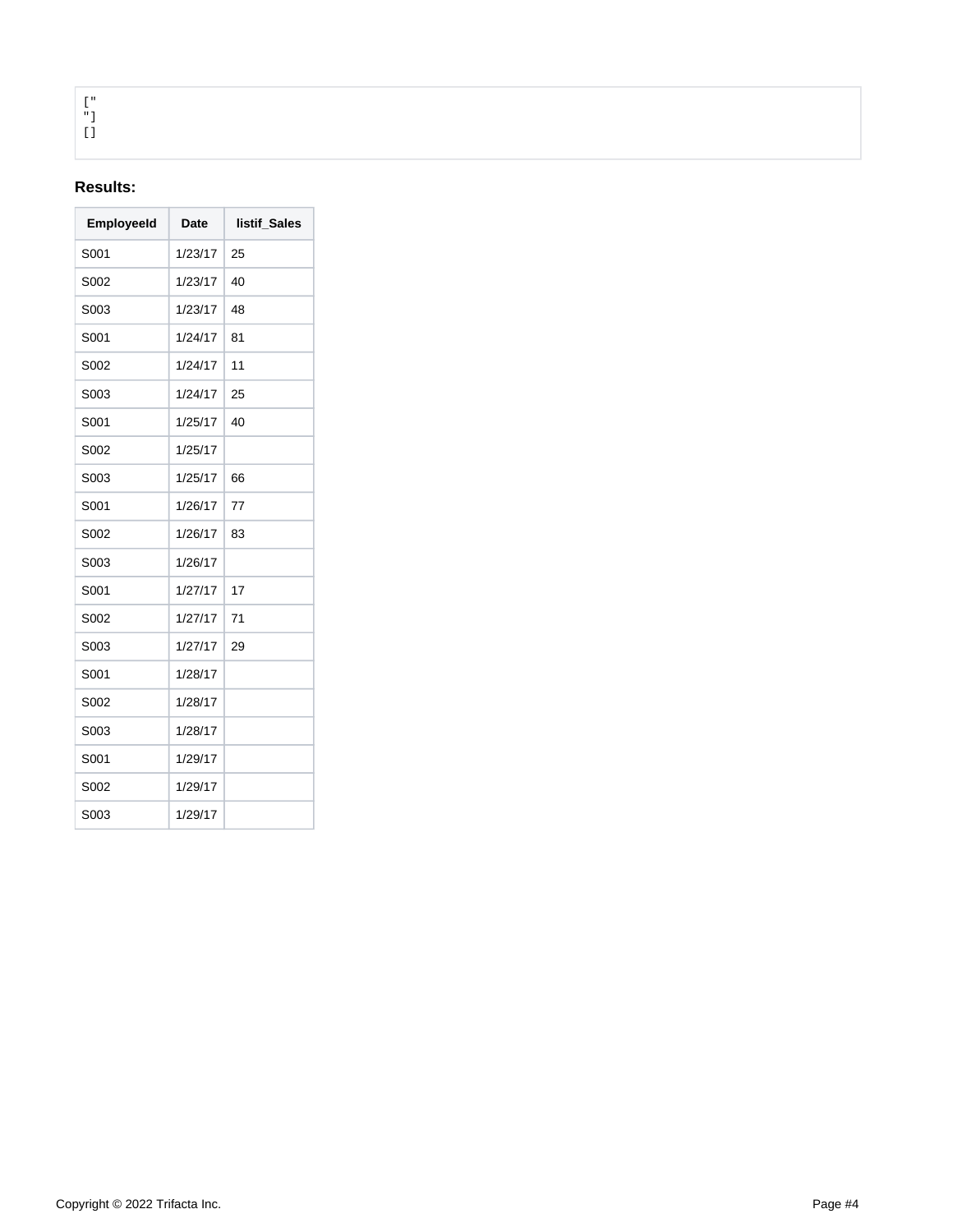```
["
"]
[]
```

**Results:**

| EmployeeId | Date | listif_Sales |
| --- | --- | --- |
| S001 | 1/23/17 | 25 |
| S002 | 1/23/17 | 40 |
| S003 | 1/23/17 | 48 |
| S001 | 1/24/17 | 81 |
| S002 | 1/24/17 | 11 |
| S003 | 1/24/17 | 25 |
| S001 | 1/25/17 | 40 |
| S002 | 1/25/17 | |
| S003 | 1/25/17 | 66 |
| S001 | 1/26/17 | 77 |
| S002 | 1/26/17 | 83 |
| S003 | 1/26/17 | |
| S001 | 1/27/17 | 17 |
| S002 | 1/27/17 | 71 |
| S003 | 1/27/17 | 29 |
| S001 | 1/28/17 | |
| S002 | 1/28/17 | |
| S003 | 1/28/17 | |
| S001 | 1/29/17 | |
| S002 | 1/29/17 | |
| S003 | 1/29/17 | |